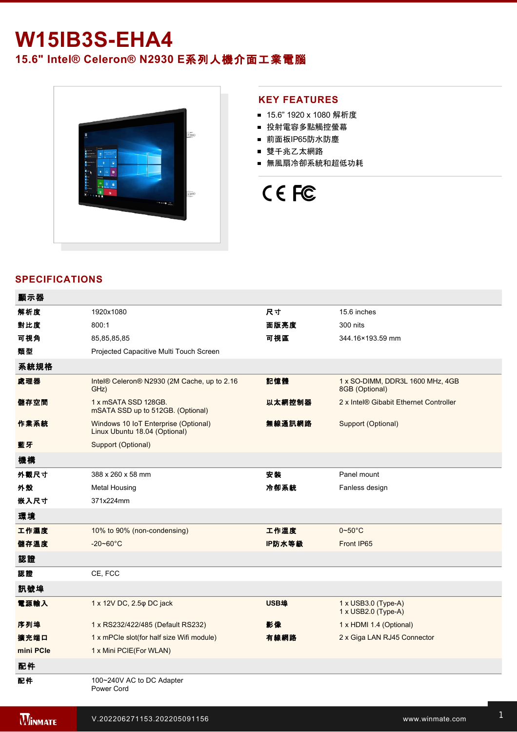# W15IB3S-EHA4

## 15.6" Intel® Celeron® N2930 E系列人機介面工業電腦

## KEY FEATURES

- 15.6” 1920 x 1080 解析度
- 投射電容多點觸控螢幕
- 前面板IP65防水防塵
- 雙千兆乙太網路
- 無風扇冷卻系統和超低功耗

CE FC

## SPECIFICATIONS

| 顯示器 | | | |
|---|---|---|---|
| 解析度 | 1920x1080 | 尺寸 | 15.6 inches |
| 對比度 | 800:1 | 面版亮度 | 300 nits |
| 可視角 | 85,85,85,85 | 可視區 | 344.16×193.59 mm |
| 類型 | Projected Capacitive Multi Touch Screen | | |
| **系統規格** | | | |
| 處理器 | Intel® Celeron® N2930 (2M Cache, up to 2.16 GHz) | 記憶體 | 1 x SO-DIMM, DDR3L 1600 MHz, 4GB<br>8GB (Optional) |
| 儲存空間 | 1 x mSATA SSD 128GB.<br>mSATA SSD up to 512GB. (Optional) | 以太網控制器 | 2 x Intel® Gibabit Ethernet Controller |
| 作業系統 | Windows 10 IoT Enterprise (Optional)<br>Linux Ubuntu 18.04 (Optional) | 無線通訊網路 | Support (Optional) |
| 藍牙 | Support (Optional) | | |
| **機構** | | | |
| 外觀尺寸 | 388 x 260 x 58 mm | 安裝 | Panel mount |
| 外殼 | Metal Housing | 冷卻系統 | Fanless design |
| 嵌入尺寸 | 371x224mm | | |
| **環境** | | | |
| 工作濕度 | 10% to 90% (non-condensing) | 工作溫度 | 0~50°C |
| 儲存溫度 | -20~60°C | IP防水等級 | Front IP65 |
| **認證** | | | |
| 認證 | CE, FCC | | |
| **訊號埠** | | | |
| 電源輸入 | 1 x 12V DC, 2.5φ DC jack | USB埠 | 1 x USB3.0 (Type-A)<br>1 x USB2.0 (Type-A) |
| 序列埠 | 1 x RS232/422/485 (Default RS232) | 影像 | 1 x HDMI 1.4 (Optional) |
| 擴充端口 | 1 x mPCIe slot(for half size Wifi module) | 有線網路 | 2 x Giga LAN RJ45 Connector |
| mini PCIe | 1 x Mini PCIE(For WLAN) | | |
| **配件** | | | |
| 配件 | 100~240V AC to DC Adapter<br>Power Cord | | |

V.202206271153.202205091156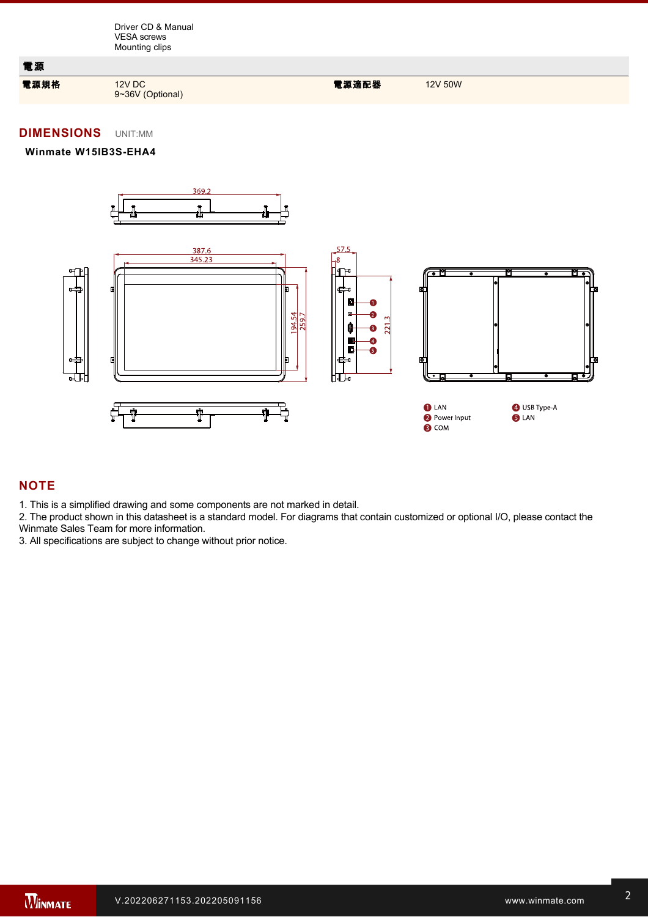| | | | |
|---|---|---|---|
| | Driver CD & Manual<br>VESA screws<br>Mounting clips | | |
| **電源** | | | |
| **電源規格** | 12V DC<br>9~36V (Optional) | **電源適配器** | 12V 50W |

## DIMENSIONS UNIT:MM

**Winmate W15IB3S-EHA4**

369.2

387.6
345.23
194.54
259.7

57.5
8
221.3

❶ LAN
❷ Power Input
❸ COM
❹ USB Type-A
❺ LAN

## NOTE

1. This is a simplified drawing and some components are not marked in detail.
2. The product shown in this datasheet is a standard model. For diagrams that contain customized or optional I/O, please contact the Winmate Sales Team for more information.
3. All specifications are subject to change without prior notice.